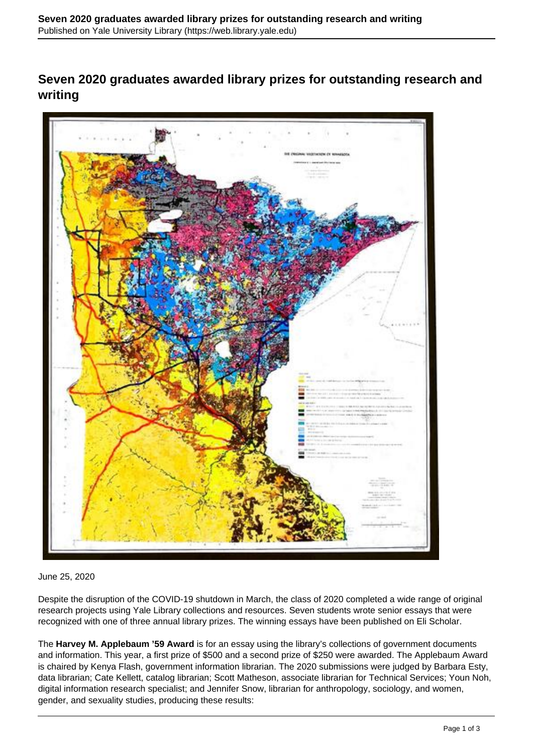# Seven 2020 graduates awarded library prizes for outstanding research and writing

June 25, 2020

Despite the disruption of the COVID-19 shutdown in March, the class of 2020 completed a wide range of original research projects using Yale Library collections and resources. Seven students wrote senior essays that were recognized with one of three annual library prizes. The winning essays have been published on Eli Scholar.

The **Harvey M. Applebaum '59 Award** is for an essay using the library's collections of government documents and information. This year, a first prize of $500 and a second prize of $250 were awarded. The Applebaum Award is chaired by Kenya Flash, government information librarian. The 2020 submissions were judged by Barbara Esty, data librarian; Cate Kellett, catalog librarian; Scott Matheson, associate librarian for Technical Services; Youn Noh, digital information research specialist; and Jennifer Snow, librarian for anthropology, sociology, and women, gender, and sexuality studies, producing these results: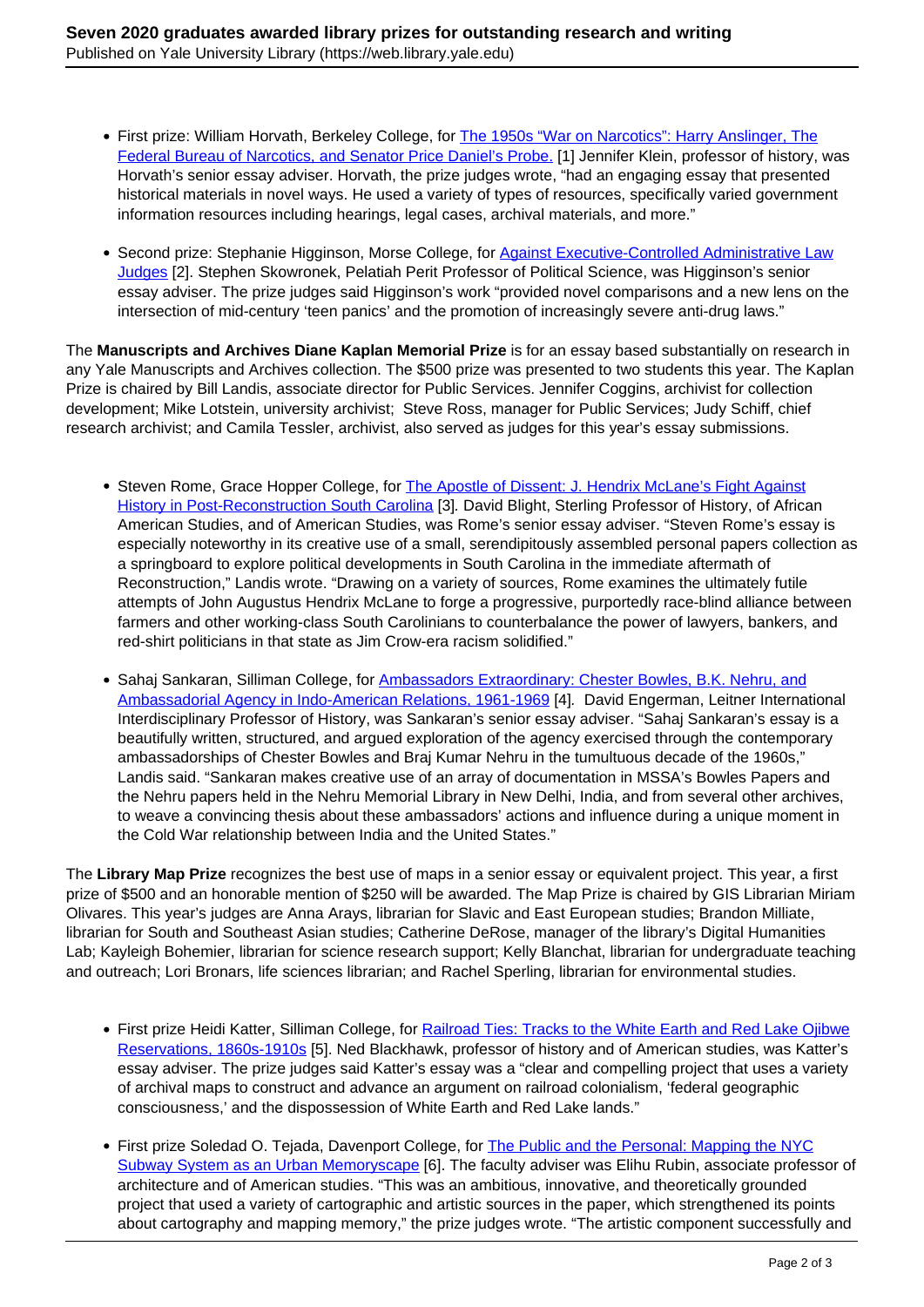- First prize: William Horvath, Berkeley College, for The 1950s "War on Narcotics": Harry Anslinger, The Federal Bureau of Narcotics, and Senator Price Daniel's Probe. [1] Jennifer Klein, professor of history, was Horvath's senior essay adviser. Horvath, the prize judges wrote, "had an engaging essay that presented historical materials in novel ways. He used a variety of types of resources, specifically varied government information resources including hearings, legal cases, archival materials, and more."

- Second prize: Stephanie Higginson, Morse College, for Against Executive-Controlled Administrative Law Judges [2]. Stephen Skowronek, Pelatiah Perit Professor of Political Science, was Higginson's senior essay adviser. The prize judges said Higginson's work "provided novel comparisons and a new lens on the intersection of mid-century 'teen panics' and the promotion of increasingly severe anti-drug laws."

The **Manuscripts and Archives Diane Kaplan Memorial Prize** is for an essay based substantially on research in any Yale Manuscripts and Archives collection. The $500 prize was presented to two students this year. The Kaplan Prize is chaired by Bill Landis, associate director for Public Services. Jennifer Coggins, archivist for collection development; Mike Lotstein, university archivist; Steve Ross, manager for Public Services; Judy Schiff, chief research archivist; and Camila Tessler, archivist, also served as judges for this year's essay submissions.

- Steven Rome, Grace Hopper College, for The Apostle of Dissent: J. Hendrix McLane's Fight Against History in Post-Reconstruction South Carolina [3]. David Blight, Sterling Professor of History, of African American Studies, and of American Studies, was Rome's senior essay adviser. "Steven Rome's essay is especially noteworthy in its creative use of a small, serendipitously assembled personal papers collection as a springboard to explore political developments in South Carolina in the immediate aftermath of Reconstruction," Landis wrote. "Drawing on a variety of sources, Rome examines the ultimately futile attempts of John Augustus Hendrix McLane to forge a progressive, purportedly race-blind alliance between farmers and other working-class South Carolinians to counterbalance the power of lawyers, bankers, and red-shirt politicians in that state as Jim Crow-era racism solidified."

- Sahaj Sankaran, Silliman College, for Ambassadors Extraordinary: Chester Bowles, B.K. Nehru, and Ambassadorial Agency in Indo-American Relations, 1961-1969 [4]. David Engerman, Leitner International Interdisciplinary Professor of History, was Sankaran's senior essay adviser. "Sahaj Sankaran's essay is a beautifully written, structured, and argued exploration of the agency exercised through the contemporary ambassadorships of Chester Bowles and Braj Kumar Nehru in the tumultuous decade of the 1960s," Landis said. "Sankaran makes creative use of an array of documentation in MSSA's Bowles Papers and the Nehru papers held in the Nehru Memorial Library in New Delhi, India, and from several other archives, to weave a convincing thesis about these ambassadors' actions and influence during a unique moment in the Cold War relationship between India and the United States."

The **Library Map Prize** recognizes the best use of maps in a senior essay or equivalent project. This year, a first prize of $500 and an honorable mention of $250 will be awarded. The Map Prize is chaired by GIS Librarian Miriam Olivares. This year's judges are Anna Arays, librarian for Slavic and East European studies; Brandon Milliate, librarian for South and Southeast Asian studies; Catherine DeRose, manager of the library's Digital Humanities Lab; Kayleigh Bohemier, librarian for science research support; Kelly Blanchat, librarian for undergraduate teaching and outreach; Lori Bronars, life sciences librarian; and Rachel Sperling, librarian for environmental studies.

- First prize Heidi Katter, Silliman College, for Railroad Ties: Tracks to the White Earth and Red Lake Ojibwe Reservations, 1860s-1910s [5]. Ned Blackhawk, professor of history and of American studies, was Katter's essay adviser. The prize judges said Katter's essay was a "clear and compelling project that uses a variety of archival maps to construct and advance an argument on railroad colonialism, 'federal geographic consciousness,' and the dispossession of White Earth and Red Lake lands."

- First prize Soledad O. Tejada, Davenport College, for The Public and the Personal: Mapping the NYC Subway System as an Urban Memoryscape [6]. The faculty adviser was Elihu Rubin, associate professor of architecture and of American studies. "This was an ambitious, innovative, and theoretically grounded project that used a variety of cartographic and artistic sources in the paper, which strengthened its points about cartography and mapping memory," the prize judges wrote. "The artistic component successfully and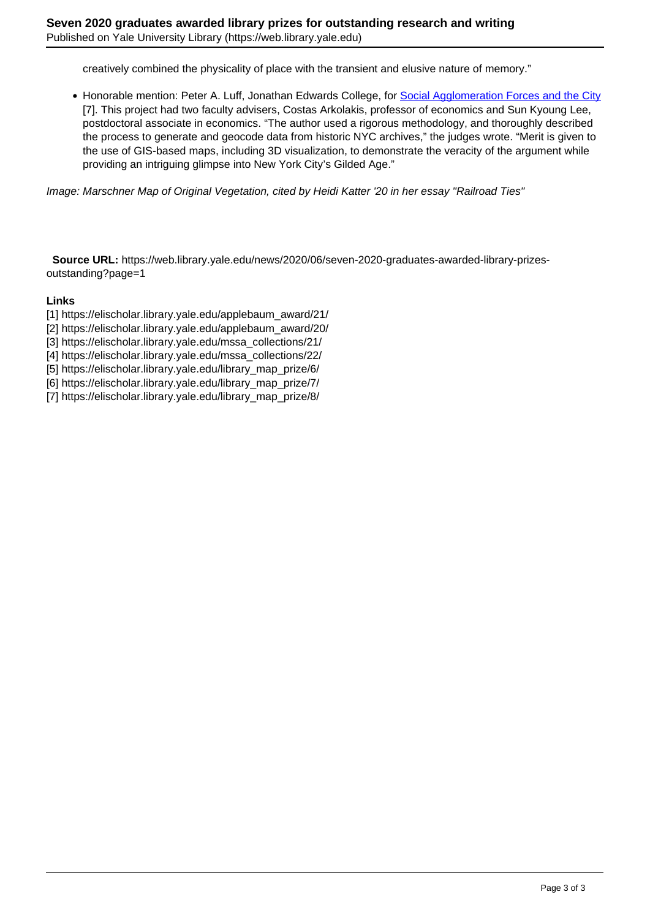creatively combined the physicality of place with the transient and elusive nature of memory."

- Honorable mention: Peter A. Luff, Jonathan Edwards College, for Social Agglomeration Forces and the City [7]. This project had two faculty advisers, Costas Arkolakis, professor of economics and Sun Kyoung Lee, postdoctoral associate in economics. "The author used a rigorous methodology, and thoroughly described the process to generate and geocode data from historic NYC archives," the judges wrote. "Merit is given to the use of GIS-based maps, including 3D visualization, to demonstrate the veracity of the argument while providing an intriguing glimpse into New York City's Gilded Age."

*Image: Marschner Map of Original Vegetation, cited by Heidi Katter '20 in her essay "Railroad Ties"*

**Source URL:** https://web.library.yale.edu/news/2020/06/seven-2020-graduates-awarded-library-prizes-outstanding?page=1

**Links**

[1] https://elischolar.library.yale.edu/applebaum_award/21/
[2] https://elischolar.library.yale.edu/applebaum_award/20/
[3] https://elischolar.library.yale.edu/mssa_collections/21/
[4] https://elischolar.library.yale.edu/mssa_collections/22/
[5] https://elischolar.library.yale.edu/library_map_prize/6/
[6] https://elischolar.library.yale.edu/library_map_prize/7/
[7] https://elischolar.library.yale.edu/library_map_prize/8/